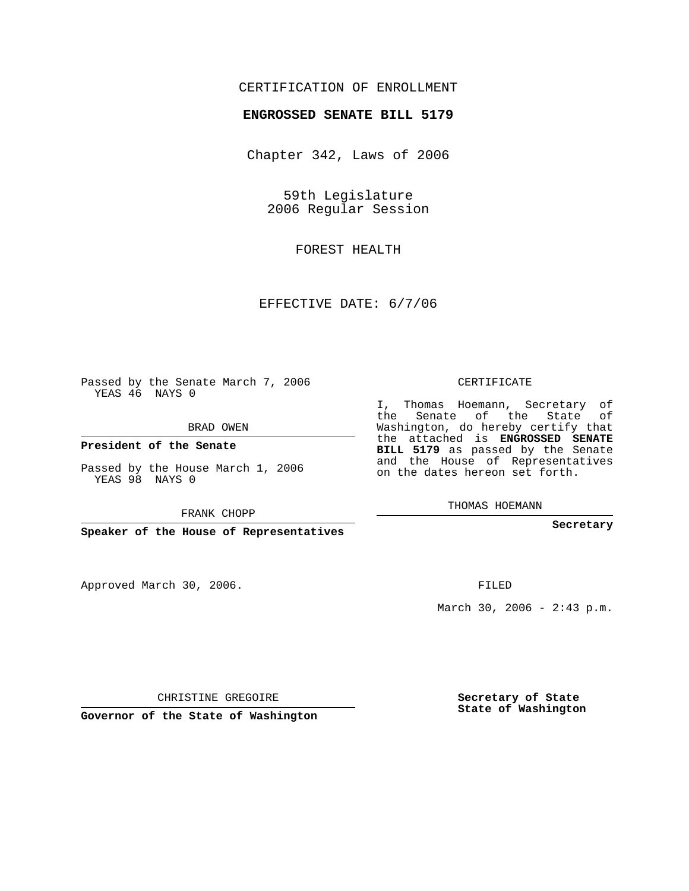CERTIFICATION OF ENROLLMENT

**ENGROSSED SENATE BILL 5179**

Chapter 342, Laws of 2006

59th Legislature
2006 Regular Session

FOREST HEALTH

EFFECTIVE DATE: 6/7/06

Passed by the Senate March 7, 2006
YEAS 46 NAYS 0

BRAD OWEN

**President of the Senate**

Passed by the House March 1, 2006
YEAS 98 NAYS 0

FRANK CHOPP

**Speaker of the House of Representatives**

CERTIFICATE

I, Thomas Hoemann, Secretary of the Senate of the State of Washington, do hereby certify that the attached is **ENGROSSED SENATE BILL 5179** as passed by the Senate and the House of Representatives on the dates hereon set forth.

THOMAS HOEMANN

**Secretary**

Approved March 30, 2006.

FILED

March 30, 2006 - 2:43 p.m.

CHRISTINE GREGOIRE

**Governor of the State of Washington**

**Secretary of State**
**State of Washington**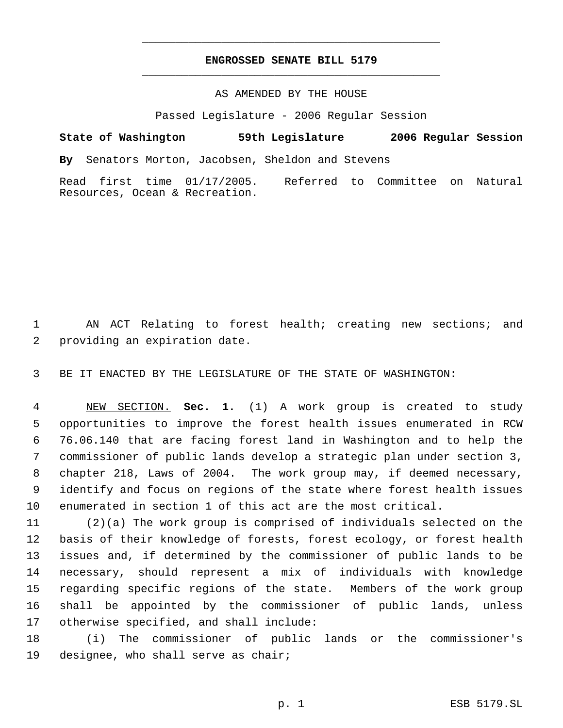**ENGROSSED SENATE BILL 5179**

AS AMENDED BY THE HOUSE

Passed Legislature - 2006 Regular Session

**State of Washington 59th Legislature 2006 Regular Session**

**By** Senators Morton, Jacobsen, Sheldon and Stevens

Read first time 01/17/2005. Referred to Committee on Natural Resources, Ocean & Recreation.

AN ACT Relating to forest health; creating new sections; and providing an expiration date.

BE IT ENACTED BY THE LEGISLATURE OF THE STATE OF WASHINGTON:

NEW SECTION. **Sec. 1.** (1) A work group is created to study opportunities to improve the forest health issues enumerated in RCW 76.06.140 that are facing forest land in Washington and to help the commissioner of public lands develop a strategic plan under section 3, chapter 218, Laws of 2004. The work group may, if deemed necessary, identify and focus on regions of the state where forest health issues enumerated in section 1 of this act are the most critical.

(2)(a) The work group is comprised of individuals selected on the basis of their knowledge of forests, forest ecology, or forest health issues and, if determined by the commissioner of public lands to be necessary, should represent a mix of individuals with knowledge regarding specific regions of the state. Members of the work group shall be appointed by the commissioner of public lands, unless otherwise specified, and shall include:

(i) The commissioner of public lands or the commissioner's designee, who shall serve as chair;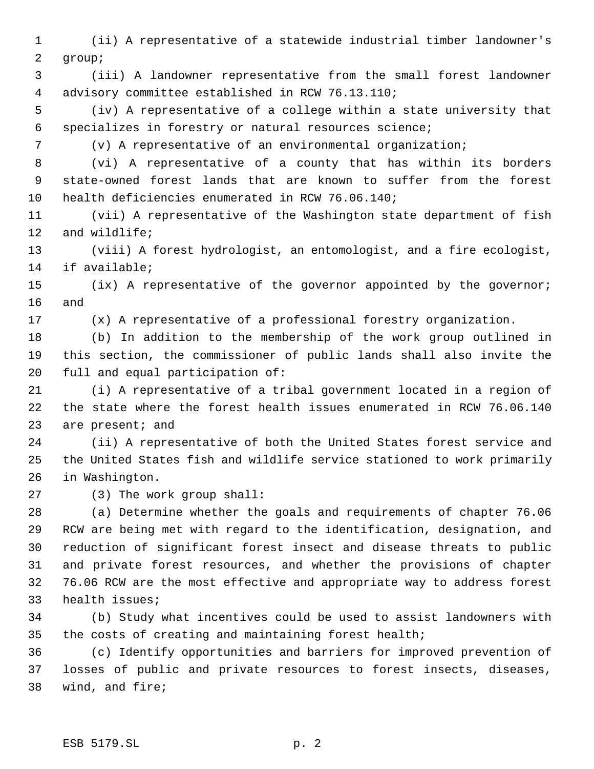(ii) A representative of a statewide industrial timber landowner's group;

(iii) A landowner representative from the small forest landowner advisory committee established in RCW 76.13.110;

(iv) A representative of a college within a state university that specializes in forestry or natural resources science;

(v) A representative of an environmental organization;

(vi) A representative of a county that has within its borders state-owned forest lands that are known to suffer from the forest health deficiencies enumerated in RCW 76.06.140;

(vii) A representative of the Washington state department of fish and wildlife;

(viii) A forest hydrologist, an entomologist, and a fire ecologist, if available;

(ix) A representative of the governor appointed by the governor; and

(x) A representative of a professional forestry organization.

(b) In addition to the membership of the work group outlined in this section, the commissioner of public lands shall also invite the full and equal participation of:

(i) A representative of a tribal government located in a region of the state where the forest health issues enumerated in RCW 76.06.140 are present; and

(ii) A representative of both the United States forest service and the United States fish and wildlife service stationed to work primarily in Washington.

(3) The work group shall:

(a) Determine whether the goals and requirements of chapter 76.06 RCW are being met with regard to the identification, designation, and reduction of significant forest insect and disease threats to public and private forest resources, and whether the provisions of chapter 76.06 RCW are the most effective and appropriate way to address forest health issues;

(b) Study what incentives could be used to assist landowners with the costs of creating and maintaining forest health;

(c) Identify opportunities and barriers for improved prevention of losses of public and private resources to forest insects, diseases, wind, and fire;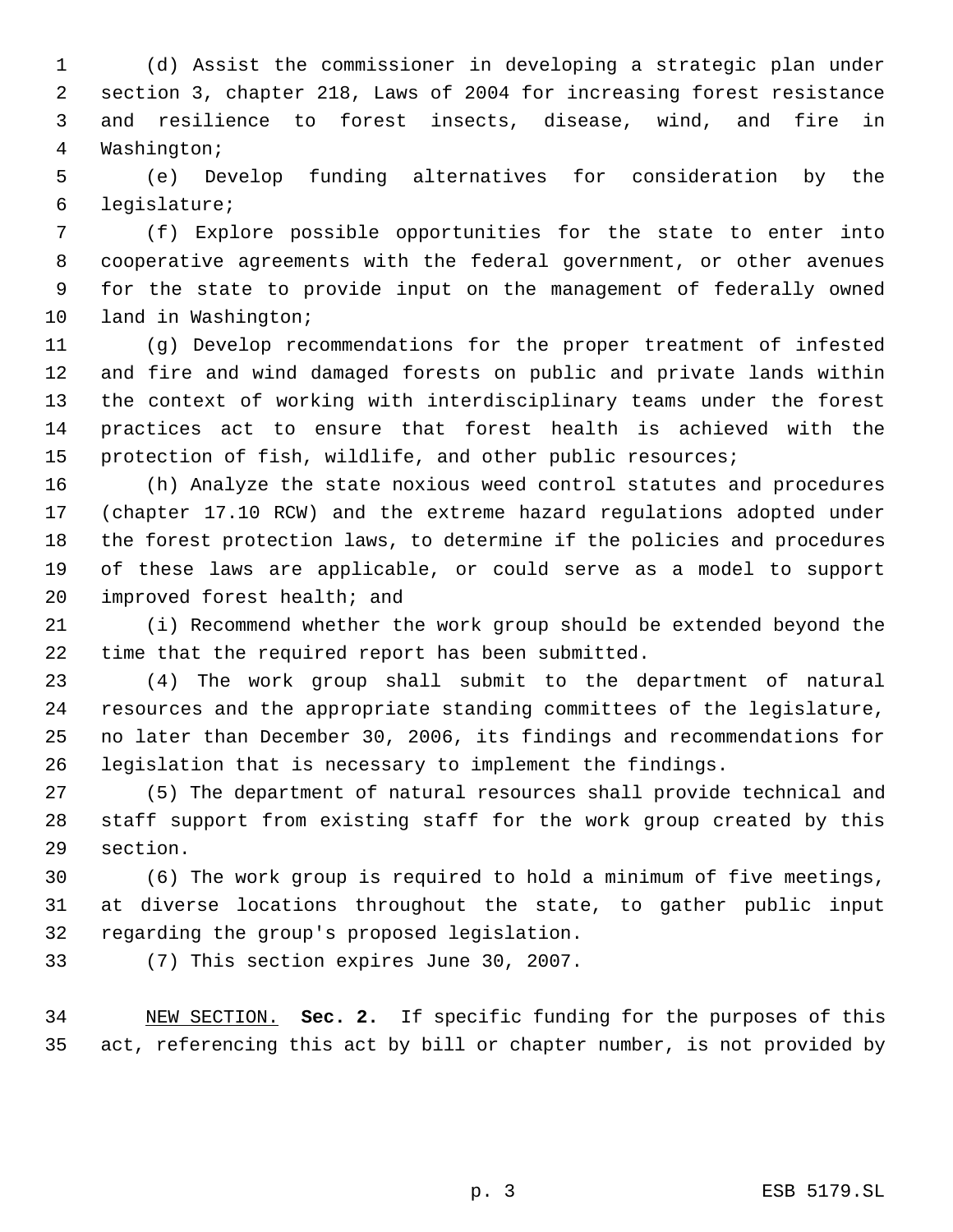(d) Assist the commissioner in developing a strategic plan under section 3, chapter 218, Laws of 2004 for increasing forest resistance and resilience to forest insects, disease, wind, and fire in Washington;

(e) Develop funding alternatives for consideration by the legislature;

(f) Explore possible opportunities for the state to enter into cooperative agreements with the federal government, or other avenues for the state to provide input on the management of federally owned land in Washington;

(g) Develop recommendations for the proper treatment of infested and fire and wind damaged forests on public and private lands within the context of working with interdisciplinary teams under the forest practices act to ensure that forest health is achieved with the protection of fish, wildlife, and other public resources;

(h) Analyze the state noxious weed control statutes and procedures (chapter 17.10 RCW) and the extreme hazard regulations adopted under the forest protection laws, to determine if the policies and procedures of these laws are applicable, or could serve as a model to support improved forest health; and

(i) Recommend whether the work group should be extended beyond the time that the required report has been submitted.

(4) The work group shall submit to the department of natural resources and the appropriate standing committees of the legislature, no later than December 30, 2006, its findings and recommendations for legislation that is necessary to implement the findings.

(5) The department of natural resources shall provide technical and staff support from existing staff for the work group created by this section.

(6) The work group is required to hold a minimum of five meetings, at diverse locations throughout the state, to gather public input regarding the group's proposed legislation.

(7) This section expires June 30, 2007.

NEW SECTION. **Sec. 2.** If specific funding for the purposes of this act, referencing this act by bill or chapter number, is not provided by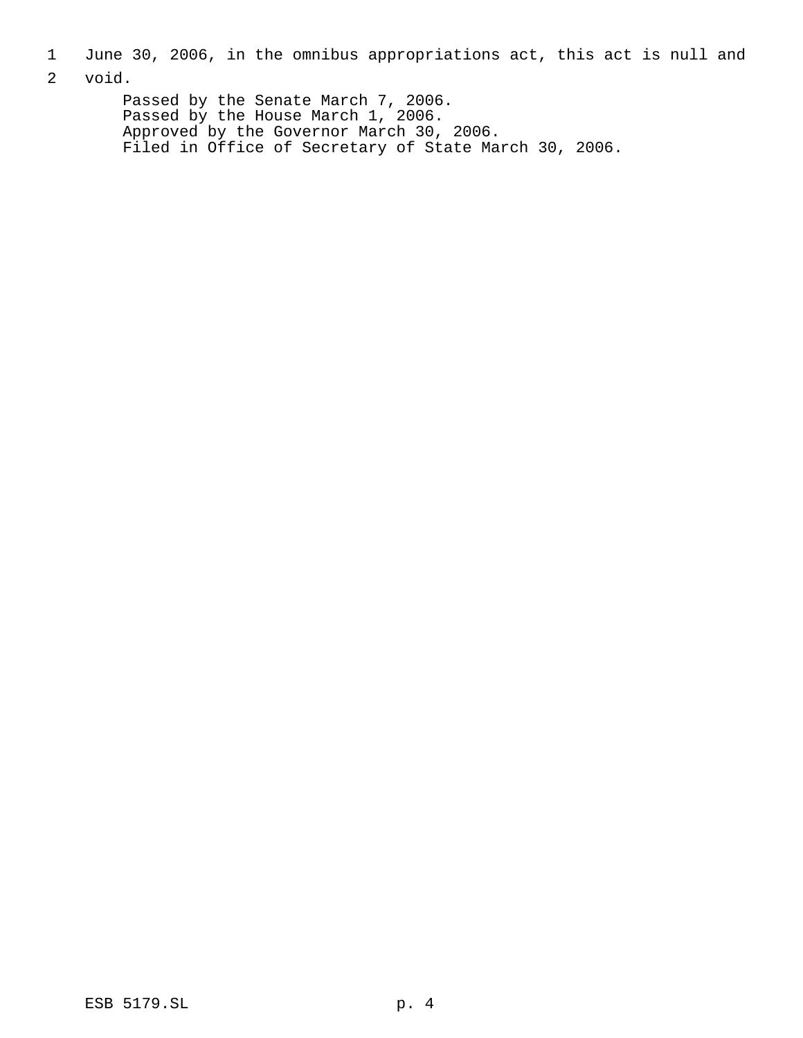June 30, 2006, in the omnibus appropriations act, this act is null and void.

Passed by the Senate March 7, 2006.
Passed by the House March 1, 2006.
Approved by the Governor March 30, 2006.
Filed in Office of Secretary of State March 30, 2006.